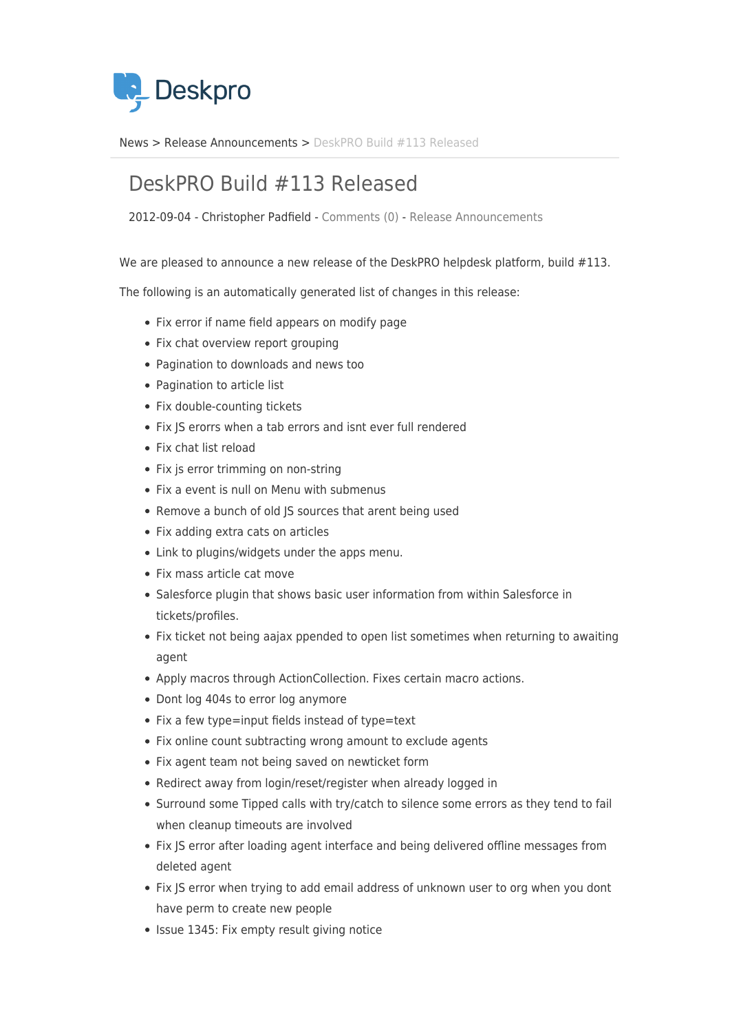Deskpro

News > Release Announcements > DeskPRO Build #113 Released

# DeskPRO Build #113 Released

2012-09-04 - Christopher Padfield - Comments (0) - Release Announcements

We are pleased to announce a new release of the DeskPRO helpdesk platform, build #113.

The following is an automatically generated list of changes in this release:

- Fix error if name field appears on modify page
- Fix chat overview report grouping
- Pagination to downloads and news too
- Pagination to article list
- Fix double-counting tickets
- Fix JS erorrs when a tab errors and isnt ever full rendered
- Fix chat list reload
- Fix js error trimming on non-string
- Fix a event is null on Menu with submenus
- Remove a bunch of old JS sources that arent being used
- Fix adding extra cats on articles
- Link to plugins/widgets under the apps menu.
- Fix mass article cat move
- Salesforce plugin that shows basic user information from within Salesforce in tickets/profiles.
- Fix ticket not being aajax ppended to open list sometimes when returning to awaiting agent
- Apply macros through ActionCollection. Fixes certain macro actions.
- Dont log 404s to error log anymore
- Fix a few type=input fields instead of type=text
- Fix online count subtracting wrong amount to exclude agents
- Fix agent team not being saved on newticket form
- Redirect away from login/reset/register when already logged in
- Surround some Tipped calls with try/catch to silence some errors as they tend to fail when cleanup timeouts are involved
- Fix JS error after loading agent interface and being delivered offline messages from deleted agent
- Fix JS error when trying to add email address of unknown user to org when you dont have perm to create new people
- Issue 1345: Fix empty result giving notice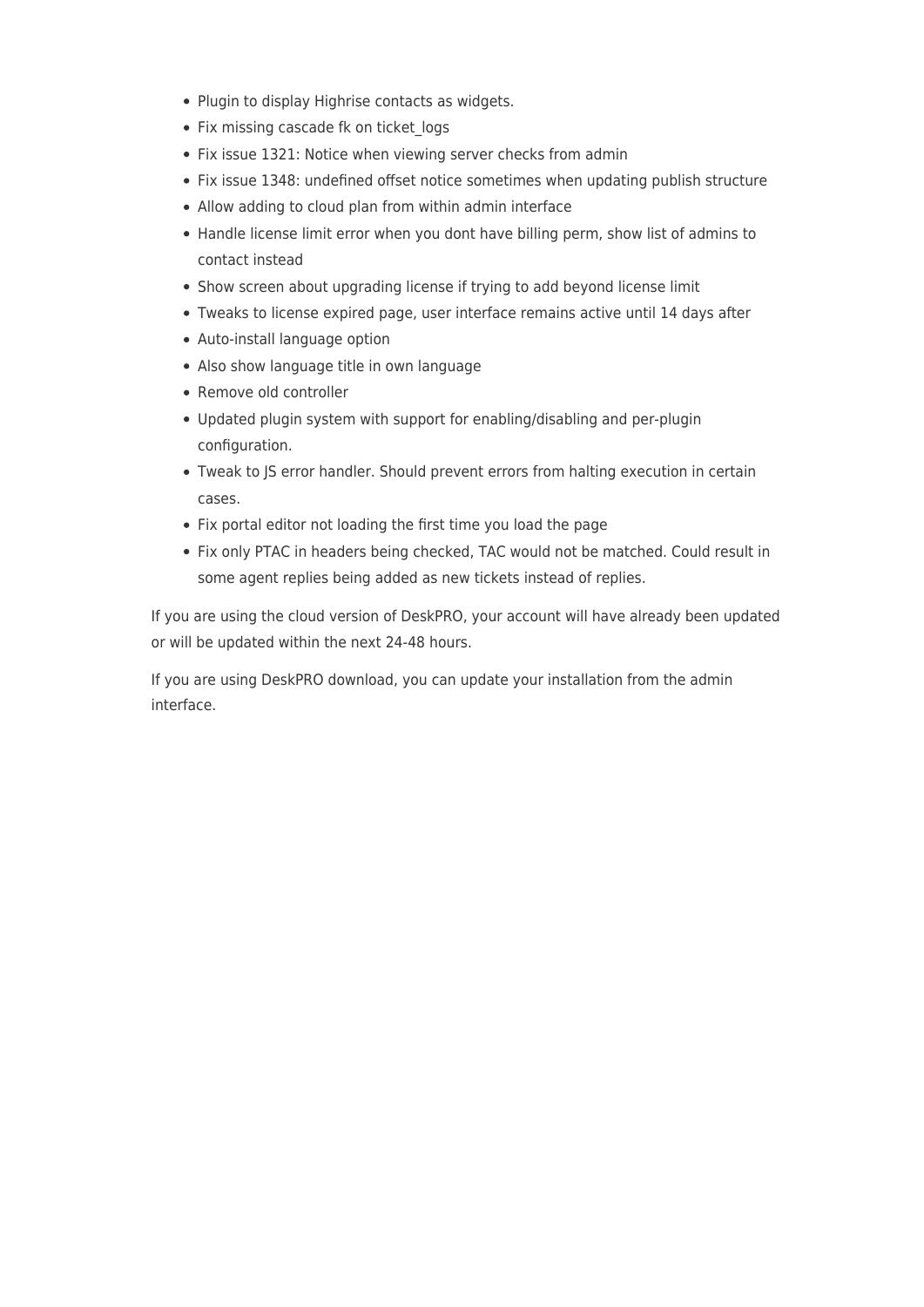- Plugin to display Highrise contacts as widgets.
- Fix missing cascade fk on ticket_logs
- Fix issue 1321: Notice when viewing server checks from admin
- Fix issue 1348: undefined offset notice sometimes when updating publish structure
- Allow adding to cloud plan from within admin interface
- Handle license limit error when you dont have billing perm, show list of admins to contact instead
- Show screen about upgrading license if trying to add beyond license limit
- Tweaks to license expired page, user interface remains active until 14 days after
- Auto-install language option
- Also show language title in own language
- Remove old controller
- Updated plugin system with support for enabling/disabling and per-plugin configuration.
- Tweak to JS error handler. Should prevent errors from halting execution in certain cases.
- Fix portal editor not loading the first time you load the page
- Fix only PTAC in headers being checked, TAC would not be matched. Could result in some agent replies being added as new tickets instead of replies.

If you are using the cloud version of DeskPRO, your account will have already been updated or will be updated within the next 24-48 hours.

If you are using DeskPRO download, you can update your installation from the admin interface.